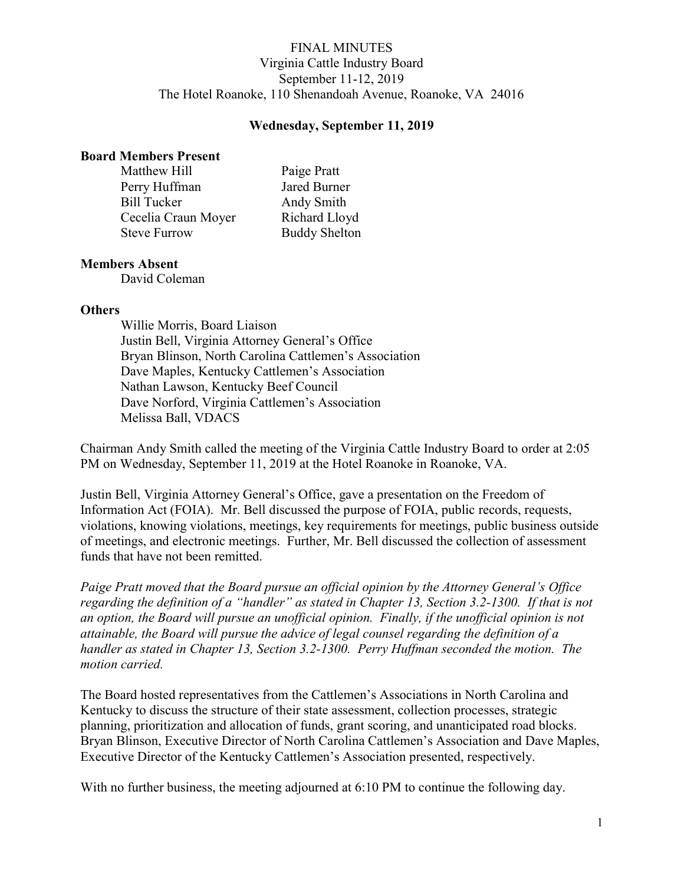FINAL MINUTES
Virginia Cattle Industry Board
September 11-12, 2019
The Hotel Roanoke, 110 Shenandoah Avenue, Roanoke, VA 24016

**Wednesday, September 11, 2019**

**Board Members Present**

| | |
|---|---|
| Matthew Hill | Paige Pratt |
| Perry Huffman | Jared Burner |
| Bill Tucker | Andy Smith |
| Cecelia Craun Moyer | Richard Lloyd |
| Steve Furrow | Buddy Shelton |

**Members Absent**

David Coleman

**Others**

Willie Morris, Board Liaison
Justin Bell, Virginia Attorney General's Office
Bryan Blinson, North Carolina Cattlemen's Association
Dave Maples, Kentucky Cattlemen's Association
Nathan Lawson, Kentucky Beef Council
Dave Norford, Virginia Cattlemen's Association
Melissa Ball, VDACS

Chairman Andy Smith called the meeting of the Virginia Cattle Industry Board to order at 2:05 PM on Wednesday, September 11, 2019 at the Hotel Roanoke in Roanoke, VA.

Justin Bell, Virginia Attorney General's Office, gave a presentation on the Freedom of Information Act (FOIA). Mr. Bell discussed the purpose of FOIA, public records, requests, violations, knowing violations, meetings, key requirements for meetings, public business outside of meetings, and electronic meetings. Further, Mr. Bell discussed the collection of assessment funds that have not been remitted.

*Paige Pratt moved that the Board pursue an official opinion by the Attorney General's Office regarding the definition of a "handler" as stated in Chapter 13, Section 3.2-1300. If that is not an option, the Board will pursue an unofficial opinion. Finally, if the unofficial opinion is not attainable, the Board will pursue the advice of legal counsel regarding the definition of a handler as stated in Chapter 13, Section 3.2-1300. Perry Huffman seconded the motion. The motion carried.*

The Board hosted representatives from the Cattlemen's Associations in North Carolina and Kentucky to discuss the structure of their state assessment, collection processes, strategic planning, prioritization and allocation of funds, grant scoring, and unanticipated road blocks. Bryan Blinson, Executive Director of North Carolina Cattlemen's Association and Dave Maples, Executive Director of the Kentucky Cattlemen's Association presented, respectively.

With no further business, the meeting adjourned at 6:10 PM to continue the following day.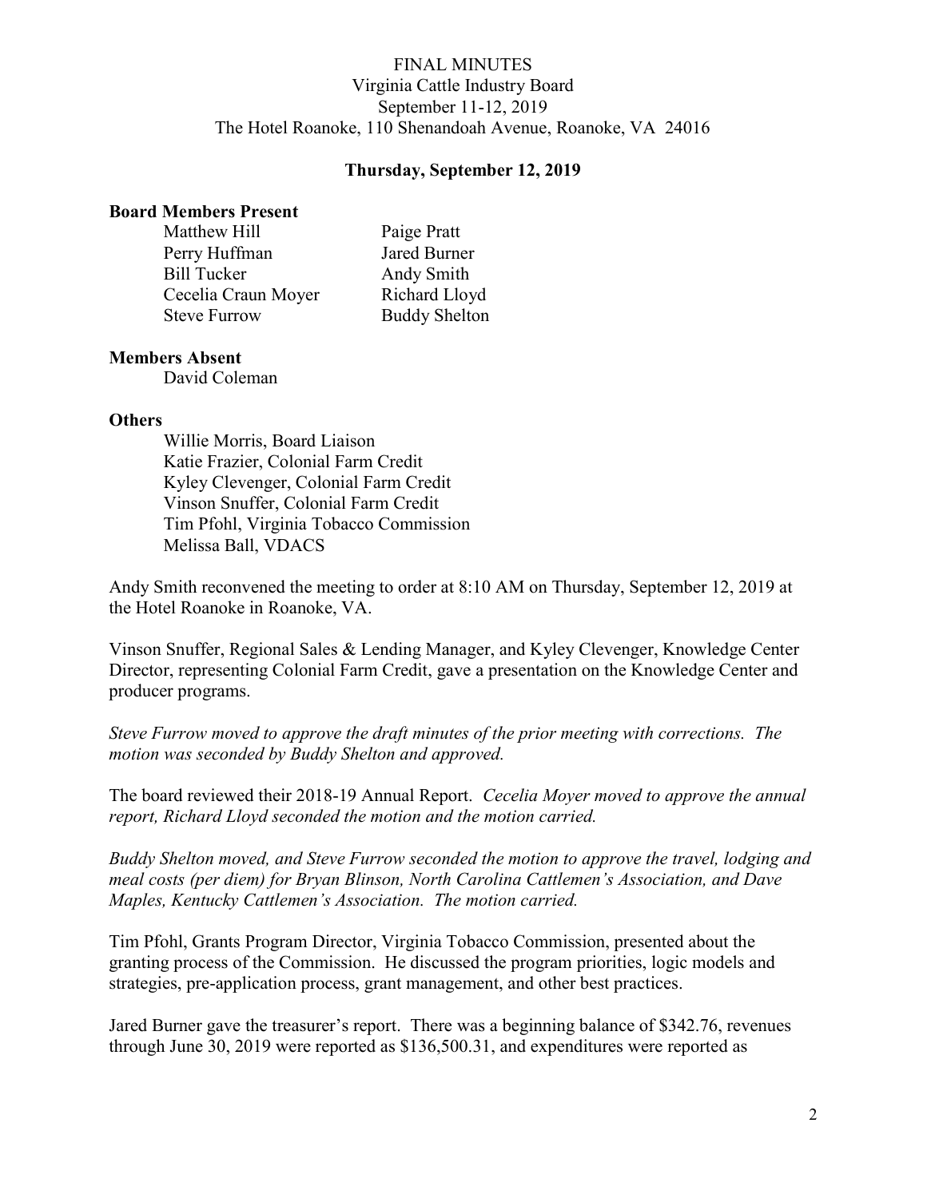FINAL MINUTES
Virginia Cattle Industry Board
September 11-12, 2019
The Hotel Roanoke, 110 Shenandoah Avenue, Roanoke, VA 24016

**Thursday, September 12, 2019**

**Board Members Present**

| | |
|---|---|
| Matthew Hill | Paige Pratt |
| Perry Huffman | Jared Burner |
| Bill Tucker | Andy Smith |
| Cecelia Craun Moyer | Richard Lloyd |
| Steve Furrow | Buddy Shelton |

**Members Absent**

David Coleman

**Others**

Willie Morris, Board Liaison
Katie Frazier, Colonial Farm Credit
Kyley Clevenger, Colonial Farm Credit
Vinson Snuffer, Colonial Farm Credit
Tim Pfohl, Virginia Tobacco Commission
Melissa Ball, VDACS

Andy Smith reconvened the meeting to order at 8:10 AM on Thursday, September 12, 2019 at the Hotel Roanoke in Roanoke, VA.

Vinson Snuffer, Regional Sales & Lending Manager, and Kyley Clevenger, Knowledge Center Director, representing Colonial Farm Credit, gave a presentation on the Knowledge Center and producer programs.

*Steve Furrow moved to approve the draft minutes of the prior meeting with corrections. The motion was seconded by Buddy Shelton and approved.*

The board reviewed their 2018-19 Annual Report. *Cecelia Moyer moved to approve the annual report, Richard Lloyd seconded the motion and the motion carried.*

*Buddy Shelton moved, and Steve Furrow seconded the motion to approve the travel, lodging and meal costs (per diem) for Bryan Blinson, North Carolina Cattlemen's Association, and Dave Maples, Kentucky Cattlemen's Association. The motion carried.*

Tim Pfohl, Grants Program Director, Virginia Tobacco Commission, presented about the granting process of the Commission. He discussed the program priorities, logic models and strategies, pre-application process, grant management, and other best practices.

Jared Burner gave the treasurer's report. There was a beginning balance of $342.76, revenues through June 30, 2019 were reported as $136,500.31, and expenditures were reported as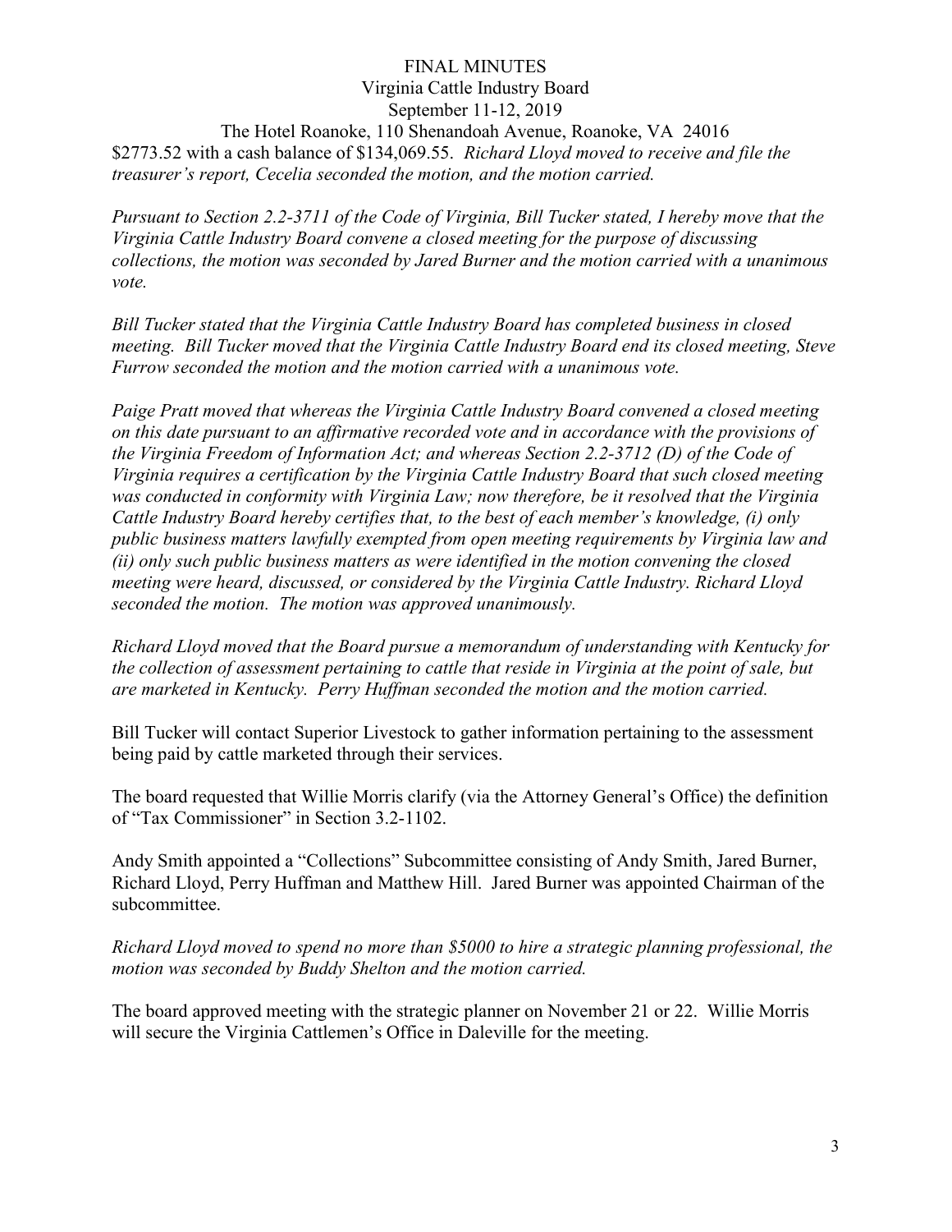$2773.52 with a cash balance of $134,069.55. *Richard Lloyd moved to receive and file the treasurer's report, Cecelia seconded the motion, and the motion carried.*

*Pursuant to Section 2.2-3711 of the Code of Virginia, Bill Tucker stated, I hereby move that the Virginia Cattle Industry Board convene a closed meeting for the purpose of discussing collections, the motion was seconded by Jared Burner and the motion carried with a unanimous vote.*

*Bill Tucker stated that the Virginia Cattle Industry Board has completed business in closed meeting. Bill Tucker moved that the Virginia Cattle Industry Board end its closed meeting, Steve Furrow seconded the motion and the motion carried with a unanimous vote.*

*Paige Pratt moved that whereas the Virginia Cattle Industry Board convened a closed meeting on this date pursuant to an affirmative recorded vote and in accordance with the provisions of the Virginia Freedom of Information Act; and whereas Section 2.2-3712 (D) of the Code of Virginia requires a certification by the Virginia Cattle Industry Board that such closed meeting was conducted in conformity with Virginia Law; now therefore, be it resolved that the Virginia Cattle Industry Board hereby certifies that, to the best of each member's knowledge, (i) only public business matters lawfully exempted from open meeting requirements by Virginia law and (ii) only such public business matters as were identified in the motion convening the closed meeting were heard, discussed, or considered by the Virginia Cattle Industry. Richard Lloyd seconded the motion. The motion was approved unanimously.*

*Richard Lloyd moved that the Board pursue a memorandum of understanding with Kentucky for the collection of assessment pertaining to cattle that reside in Virginia at the point of sale, but are marketed in Kentucky. Perry Huffman seconded the motion and the motion carried.*

Bill Tucker will contact Superior Livestock to gather information pertaining to the assessment being paid by cattle marketed through their services.

The board requested that Willie Morris clarify (via the Attorney General's Office) the definition of "Tax Commissioner" in Section 3.2-1102.

Andy Smith appointed a "Collections" Subcommittee consisting of Andy Smith, Jared Burner, Richard Lloyd, Perry Huffman and Matthew Hill. Jared Burner was appointed Chairman of the subcommittee.

*Richard Lloyd moved to spend no more than $5000 to hire a strategic planning professional, the motion was seconded by Buddy Shelton and the motion carried.*

The board approved meeting with the strategic planner on November 21 or 22. Willie Morris will secure the Virginia Cattlemen's Office in Daleville for the meeting.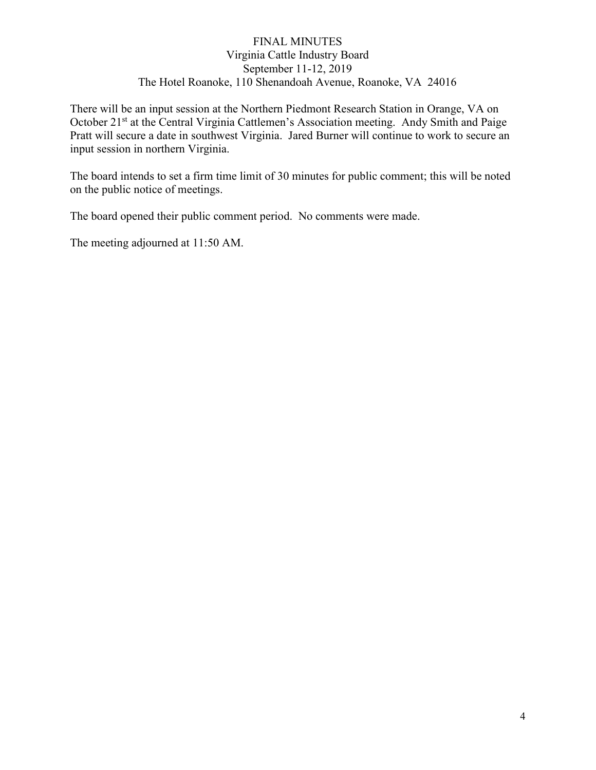FINAL MINUTES
Virginia Cattle Industry Board
September 11-12, 2019
The Hotel Roanoke, 110 Shenandoah Avenue, Roanoke, VA 24016

There will be an input session at the Northern Piedmont Research Station in Orange, VA on October 21st at the Central Virginia Cattlemen's Association meeting. Andy Smith and Paige Pratt will secure a date in southwest Virginia. Jared Burner will continue to work to secure an input session in northern Virginia.

The board intends to set a firm time limit of 30 minutes for public comment; this will be noted on the public notice of meetings.

The board opened their public comment period. No comments were made.

The meeting adjourned at 11:50 AM.